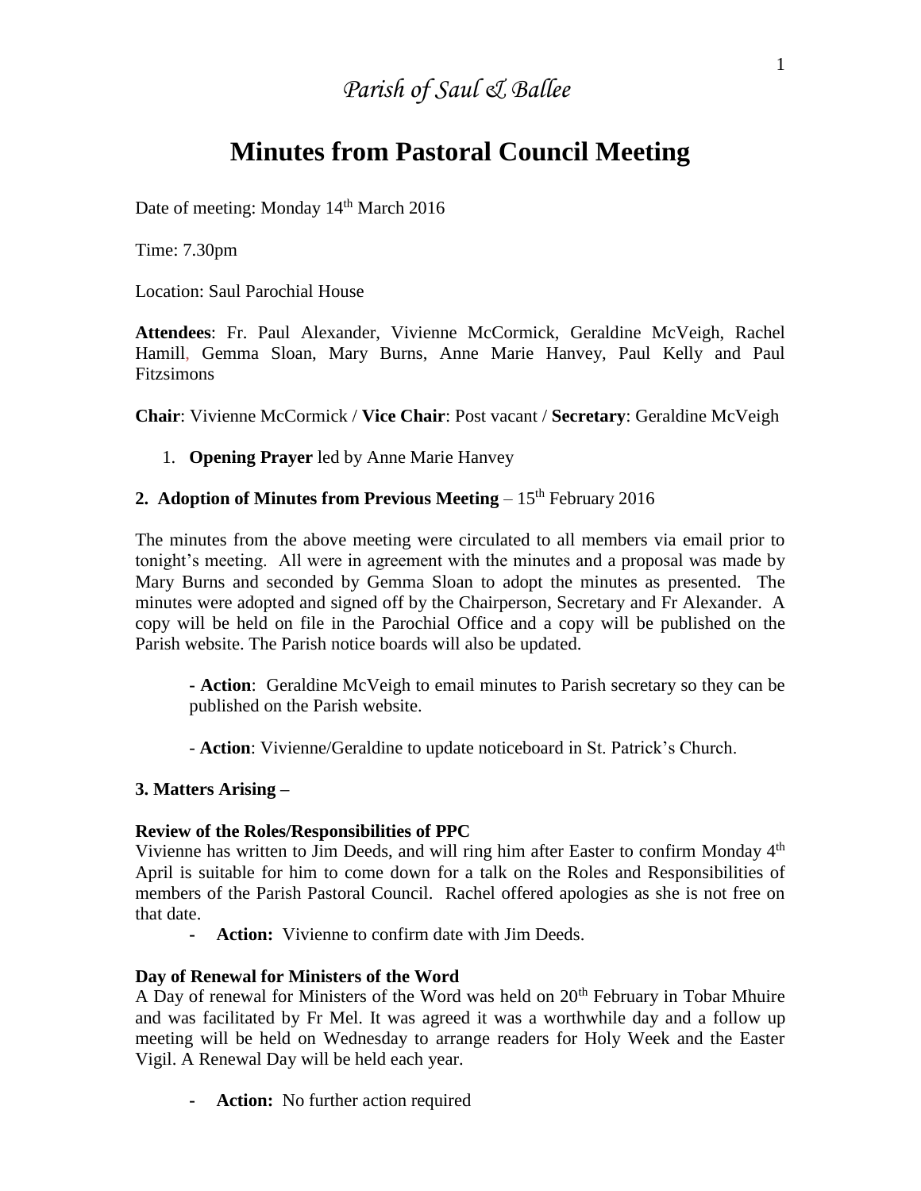*Parish of Saul & Ballee*

# Minutes from Pastoral Council Meeting

Date of meeting: Monday 14th March 2016

Time: 7.30pm

Location: Saul Parochial House

**Attendees**: Fr. Paul Alexander, Vivienne McCormick, Geraldine McVeigh, Rachel Hamill, Gemma Sloan, Mary Burns, Anne Marie Hanvey, Paul Kelly and Paul Fitzsimons

**Chair**: Vivienne McCormick / **Vice Chair**: Post vacant / **Secretary**: Geraldine McVeigh

1. **Opening Prayer** led by Anne Marie Hanvey

**2. Adoption of Minutes from Previous Meeting** – 15th February 2016

The minutes from the above meeting were circulated to all members via email prior to tonight's meeting. All were in agreement with the minutes and a proposal was made by Mary Burns and seconded by Gemma Sloan to adopt the minutes as presented. The minutes were adopted and signed off by the Chairperson, Secretary and Fr Alexander. A copy will be held on file in the Parochial Office and a copy will be published on the Parish website. The Parish notice boards will also be updated.

- **Action**: Geraldine McVeigh to email minutes to Parish secretary so they can be published on the Parish website.

- **Action**: Vivienne/Geraldine to update noticeboard in St. Patrick's Church.

**3. Matters Arising –**

**Review of the Roles/Responsibilities of PPC**

Vivienne has written to Jim Deeds, and will ring him after Easter to confirm Monday 4th April is suitable for him to come down for a talk on the Roles and Responsibilities of members of the Parish Pastoral Council. Rachel offered apologies as she is not free on that date.

- **Action:** Vivienne to confirm date with Jim Deeds.

**Day of Renewal for Ministers of the Word**

A Day of renewal for Ministers of the Word was held on 20th February in Tobar Mhuire and was facilitated by Fr Mel. It was agreed it was a worthwhile day and a follow up meeting will be held on Wednesday to arrange readers for Holy Week and the Easter Vigil. A Renewal Day will be held each year.

- **Action:** No further action required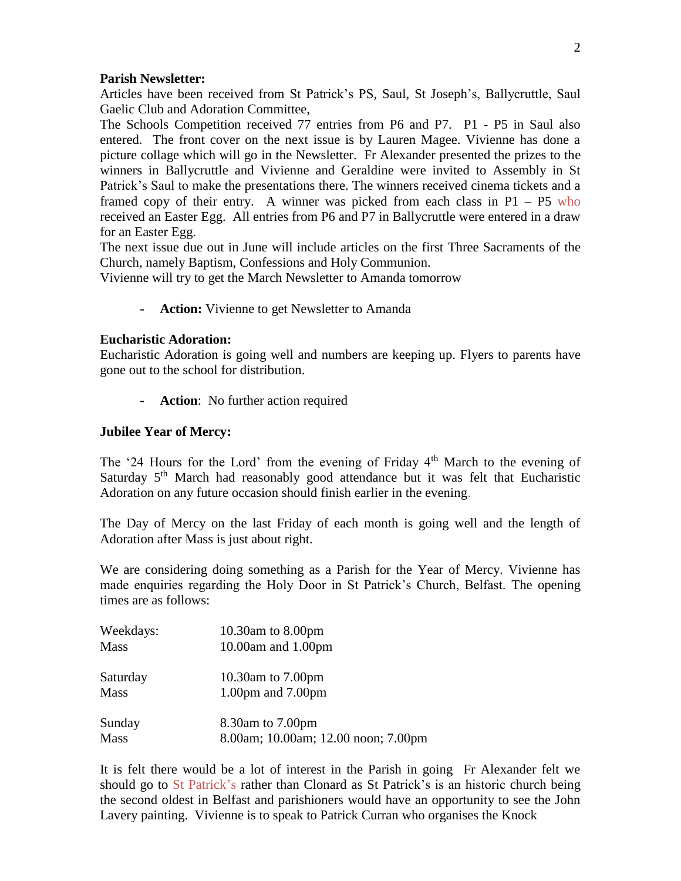**Parish Newsletter:**

Articles have been received from St Patrick's PS, Saul, St Joseph's, Ballycruttle, Saul Gaelic Club and Adoration Committee,

The Schools Competition received 77 entries from P6 and P7. P1 - P5 in Saul also entered. The front cover on the next issue is by Lauren Magee. Vivienne has done a picture collage which will go in the Newsletter. Fr Alexander presented the prizes to the winners in Ballycruttle and Vivienne and Geraldine were invited to Assembly in St Patrick's Saul to make the presentations there. The winners received cinema tickets and a framed copy of their entry. A winner was picked from each class in P1 – P5 who received an Easter Egg. All entries from P6 and P7 in Ballycruttle were entered in a draw for an Easter Egg.

The next issue due out in June will include articles on the first Three Sacraments of the Church, namely Baptism, Confessions and Holy Communion.

Vivienne will try to get the March Newsletter to Amanda tomorrow

- **Action:** Vivienne to get Newsletter to Amanda

**Eucharistic Adoration:**

Eucharistic Adoration is going well and numbers are keeping up. Flyers to parents have gone out to the school for distribution.

- **Action**: No further action required

**Jubilee Year of Mercy:**

The '24 Hours for the Lord' from the evening of Friday 4th March to the evening of Saturday 5th March had reasonably good attendance but it was felt that Eucharistic Adoration on any future occasion should finish earlier in the evening.

The Day of Mercy on the last Friday of each month is going well and the length of Adoration after Mass is just about right.

We are considering doing something as a Parish for the Year of Mercy. Vivienne has made enquiries regarding the Holy Door in St Patrick's Church, Belfast. The opening times are as follows:

| | |
|---|---|
| Weekdays: | 10.30am to 8.00pm |
| Mass | 10.00am and 1.00pm |
| Saturday | 10.30am to 7.00pm |
| Mass | 1.00pm and 7.00pm |
| Sunday | 8.30am to 7.00pm |
| Mass | 8.00am; 10.00am; 12.00 noon; 7.00pm |

It is felt there would be a lot of interest in the Parish in going Fr Alexander felt we should go to St Patrick's rather than Clonard as St Patrick's is an historic church being the second oldest in Belfast and parishioners would have an opportunity to see the John Lavery painting. Vivienne is to speak to Patrick Curran who organises the Knock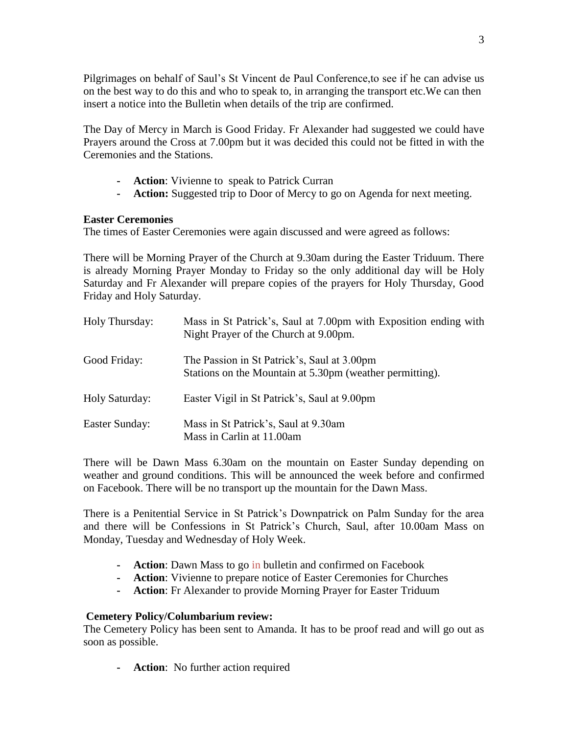Pilgrimages on behalf of Saul's St Vincent de Paul Conference,to see if he can advise us on the best way to do this and who to speak to, in arranging the transport etc.We can then insert a notice into the Bulletin when details of the trip are confirmed.

The Day of Mercy in March is Good Friday. Fr Alexander had suggested we could have Prayers around the Cross at 7.00pm but it was decided this could not be fitted in with the Ceremonies and the Stations.

- **Action**: Vivienne to speak to Patrick Curran
- **Action:** Suggested trip to Door of Mercy to go on Agenda for next meeting.

**Easter Ceremonies**

The times of Easter Ceremonies were again discussed and were agreed as follows:

There will be Morning Prayer of the Church at 9.30am during the Easter Triduum. There is already Morning Prayer Monday to Friday so the only additional day will be Holy Saturday and Fr Alexander will prepare copies of the prayers for Holy Thursday, Good Friday and Holy Saturday.

| | |
|---|---|
| Holy Thursday: | Mass in St Patrick's, Saul at 7.00pm with Exposition ending with Night Prayer of the Church at 9.00pm. |
| Good Friday: | The Passion in St Patrick's, Saul at 3.00pm<br>Stations on the Mountain at 5.30pm (weather permitting). |
| Holy Saturday: | Easter Vigil in St Patrick's, Saul at 9.00pm |
| Easter Sunday: | Mass in St Patrick's, Saul at 9.30am<br>Mass in Carlin at 11.00am |

There will be Dawn Mass 6.30am on the mountain on Easter Sunday depending on weather and ground conditions. This will be announced the week before and confirmed on Facebook. There will be no transport up the mountain for the Dawn Mass.

There is a Penitential Service in St Patrick's Downpatrick on Palm Sunday for the area and there will be Confessions in St Patrick's Church, Saul, after 10.00am Mass on Monday, Tuesday and Wednesday of Holy Week.

- **Action**: Dawn Mass to go in bulletin and confirmed on Facebook
- **Action**: Vivienne to prepare notice of Easter Ceremonies for Churches
- **Action**: Fr Alexander to provide Morning Prayer for Easter Triduum

**Cemetery Policy/Columbarium review:**

The Cemetery Policy has been sent to Amanda. It has to be proof read and will go out as soon as possible.

- **Action**: No further action required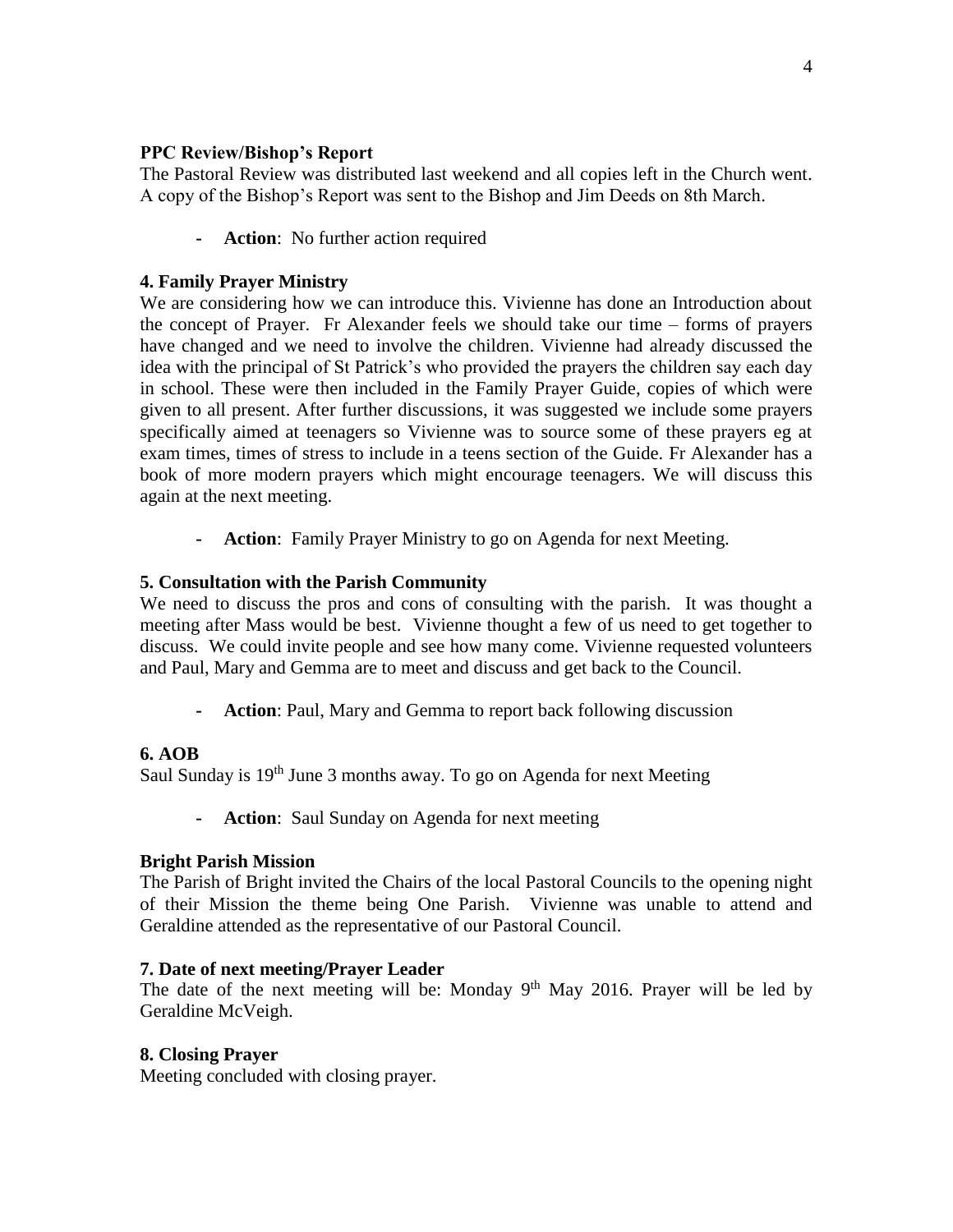**PPC Review/Bishop's Report**

The Pastoral Review was distributed last weekend and all copies left in the Church went. A copy of the Bishop's Report was sent to the Bishop and Jim Deeds on 8th March.

- **Action**: No further action required

**4. Family Prayer Ministry**

We are considering how we can introduce this. Vivienne has done an Introduction about the concept of Prayer. Fr Alexander feels we should take our time – forms of prayers have changed and we need to involve the children. Vivienne had already discussed the idea with the principal of St Patrick's who provided the prayers the children say each day in school. These were then included in the Family Prayer Guide, copies of which were given to all present. After further discussions, it was suggested we include some prayers specifically aimed at teenagers so Vivienne was to source some of these prayers eg at exam times, times of stress to include in a teens section of the Guide. Fr Alexander has a book of more modern prayers which might encourage teenagers. We will discuss this again at the next meeting.

- **Action**: Family Prayer Ministry to go on Agenda for next Meeting.

**5. Consultation with the Parish Community**

We need to discuss the pros and cons of consulting with the parish. It was thought a meeting after Mass would be best. Vivienne thought a few of us need to get together to discuss. We could invite people and see how many come. Vivienne requested volunteers and Paul, Mary and Gemma are to meet and discuss and get back to the Council.

- **Action**: Paul, Mary and Gemma to report back following discussion

**6. AOB**

Saul Sunday is 19th June 3 months away. To go on Agenda for next Meeting

- **Action**: Saul Sunday on Agenda for next meeting

**Bright Parish Mission**

The Parish of Bright invited the Chairs of the local Pastoral Councils to the opening night of their Mission the theme being One Parish. Vivienne was unable to attend and Geraldine attended as the representative of our Pastoral Council.

**7. Date of next meeting/Prayer Leader**

The date of the next meeting will be: Monday 9th May 2016. Prayer will be led by Geraldine McVeigh.

**8. Closing Prayer**

Meeting concluded with closing prayer.